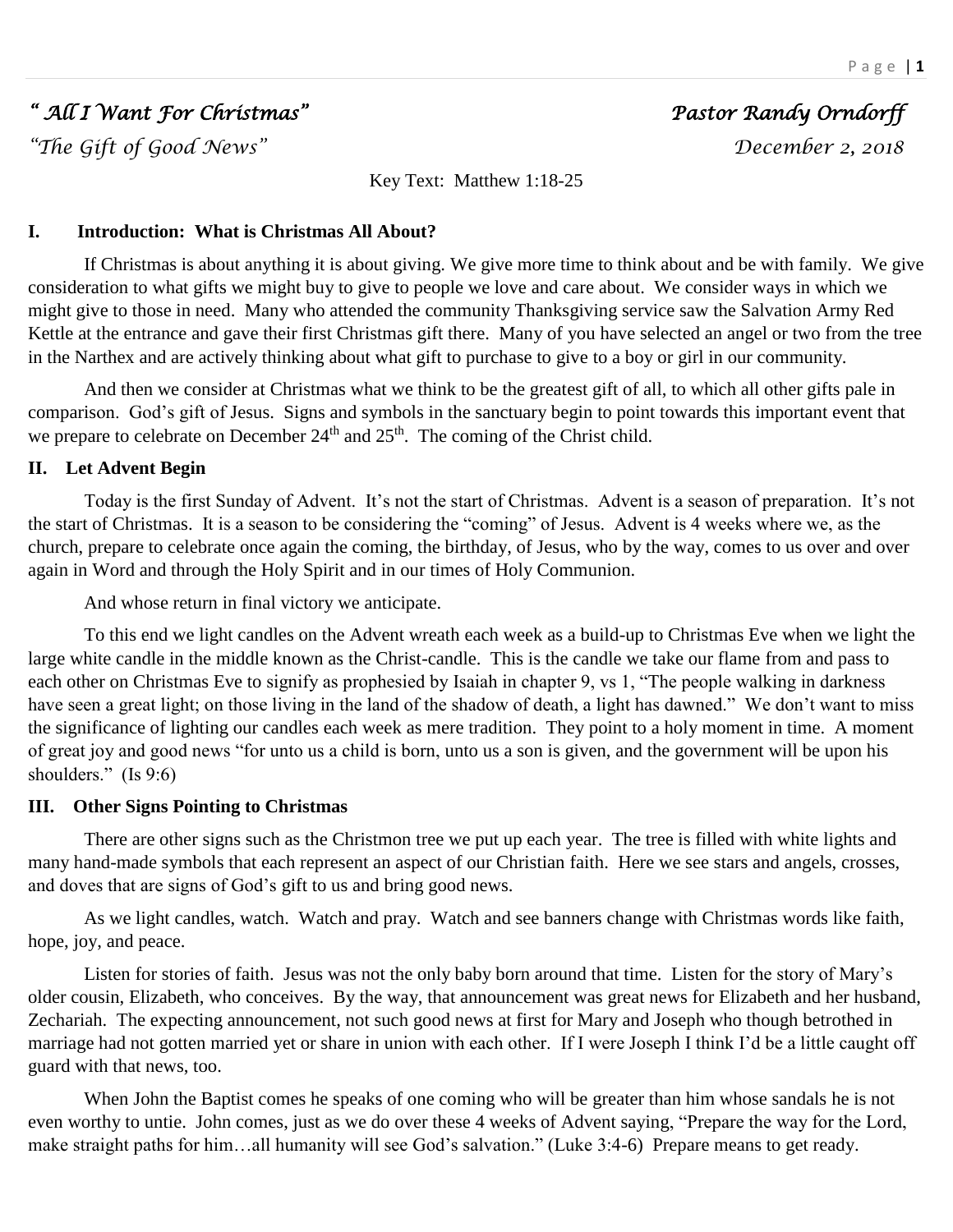*" All I Want For Christmas"* *Pastor Randy Orndorff*

*"The Gift of Good News"* *December 2, 2018*

Key Text: Matthew 1:18-25

## I. Introduction: What is Christmas All About?

If Christmas is about anything it is about giving. We give more time to think about and be with family. We give consideration to what gifts we might buy to give to people we love and care about. We consider ways in which we might give to those in need. Many who attended the community Thanksgiving service saw the Salvation Army Red Kettle at the entrance and gave their first Christmas gift there. Many of you have selected an angel or two from the tree in the Narthex and are actively thinking about what gift to purchase to give to a boy or girl in our community.

And then we consider at Christmas what we think to be the greatest gift of all, to which all other gifts pale in comparison. God's gift of Jesus. Signs and symbols in the sanctuary begin to point towards this important event that we prepare to celebrate on December 24th and 25th. The coming of the Christ child.

## II. Let Advent Begin

Today is the first Sunday of Advent. It's not the start of Christmas. Advent is a season of preparation. It's not the start of Christmas. It is a season to be considering the "coming" of Jesus. Advent is 4 weeks where we, as the church, prepare to celebrate once again the coming, the birthday, of Jesus, who by the way, comes to us over and over again in Word and through the Holy Spirit and in our times of Holy Communion.

And whose return in final victory we anticipate.

To this end we light candles on the Advent wreath each week as a build-up to Christmas Eve when we light the large white candle in the middle known as the Christ-candle. This is the candle we take our flame from and pass to each other on Christmas Eve to signify as prophesied by Isaiah in chapter 9, vs 1, "The people walking in darkness have seen a great light; on those living in the land of the shadow of death, a light has dawned." We don't want to miss the significance of lighting our candles each week as mere tradition. They point to a holy moment in time. A moment of great joy and good news "for unto us a child is born, unto us a son is given, and the government will be upon his shoulders." (Is 9:6)

## III. Other Signs Pointing to Christmas

There are other signs such as the Christmon tree we put up each year. The tree is filled with white lights and many hand-made symbols that each represent an aspect of our Christian faith. Here we see stars and angels, crosses, and doves that are signs of God's gift to us and bring good news.

As we light candles, watch. Watch and pray. Watch and see banners change with Christmas words like faith, hope, joy, and peace.

Listen for stories of faith. Jesus was not the only baby born around that time. Listen for the story of Mary's older cousin, Elizabeth, who conceives. By the way, that announcement was great news for Elizabeth and her husband, Zechariah. The expecting announcement, not such good news at first for Mary and Joseph who though betrothed in marriage had not gotten married yet or share in union with each other. If I were Joseph I think I'd be a little caught off guard with that news, too.

When John the Baptist comes he speaks of one coming who will be greater than him whose sandals he is not even worthy to untie. John comes, just as we do over these 4 weeks of Advent saying, "Prepare the way for the Lord, make straight paths for him…all humanity will see God's salvation." (Luke 3:4-6) Prepare means to get ready.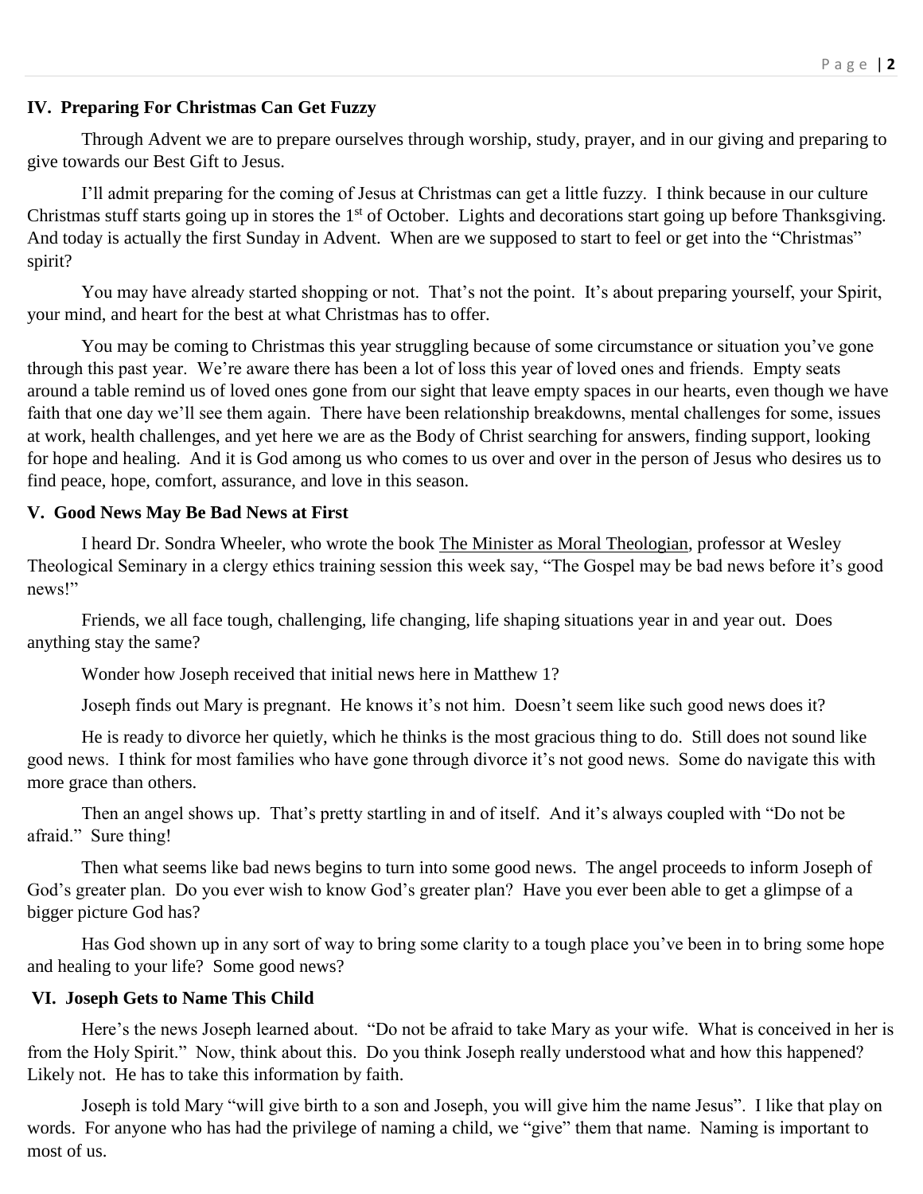## IV. Preparing For Christmas Can Get Fuzzy

Through Advent we are to prepare ourselves through worship, study, prayer, and in our giving and preparing to give towards our Best Gift to Jesus.

I'll admit preparing for the coming of Jesus at Christmas can get a little fuzzy. I think because in our culture Christmas stuff starts going up in stores the 1st of October. Lights and decorations start going up before Thanksgiving. And today is actually the first Sunday in Advent. When are we supposed to start to feel or get into the "Christmas" spirit?

You may have already started shopping or not. That's not the point. It's about preparing yourself, your Spirit, your mind, and heart for the best at what Christmas has to offer.

You may be coming to Christmas this year struggling because of some circumstance or situation you've gone through this past year. We're aware there has been a lot of loss this year of loved ones and friends. Empty seats around a table remind us of loved ones gone from our sight that leave empty spaces in our hearts, even though we have faith that one day we'll see them again. There have been relationship breakdowns, mental challenges for some, issues at work, health challenges, and yet here we are as the Body of Christ searching for answers, finding support, looking for hope and healing. And it is God among us who comes to us over and over in the person of Jesus who desires us to find peace, hope, comfort, assurance, and love in this season.

## V. Good News May Be Bad News at First

I heard Dr. Sondra Wheeler, who wrote the book The Minister as Moral Theologian, professor at Wesley Theological Seminary in a clergy ethics training session this week say, "The Gospel may be bad news before it's good news!"

Friends, we all face tough, challenging, life changing, life shaping situations year in and year out. Does anything stay the same?

Wonder how Joseph received that initial news here in Matthew 1?

Joseph finds out Mary is pregnant. He knows it's not him. Doesn't seem like such good news does it?

He is ready to divorce her quietly, which he thinks is the most gracious thing to do. Still does not sound like good news. I think for most families who have gone through divorce it's not good news. Some do navigate this with more grace than others.

Then an angel shows up. That's pretty startling in and of itself. And it's always coupled with "Do not be afraid." Sure thing!

Then what seems like bad news begins to turn into some good news. The angel proceeds to inform Joseph of God's greater plan. Do you ever wish to know God's greater plan? Have you ever been able to get a glimpse of a bigger picture God has?

Has God shown up in any sort of way to bring some clarity to a tough place you've been in to bring some hope and healing to your life? Some good news?

## VI. Joseph Gets to Name This Child

Here's the news Joseph learned about. "Do not be afraid to take Mary as your wife. What is conceived in her is from the Holy Spirit." Now, think about this. Do you think Joseph really understood what and how this happened? Likely not. He has to take this information by faith.

Joseph is told Mary "will give birth to a son and Joseph, you will give him the name Jesus". I like that play on words. For anyone who has had the privilege of naming a child, we "give" them that name. Naming is important to most of us.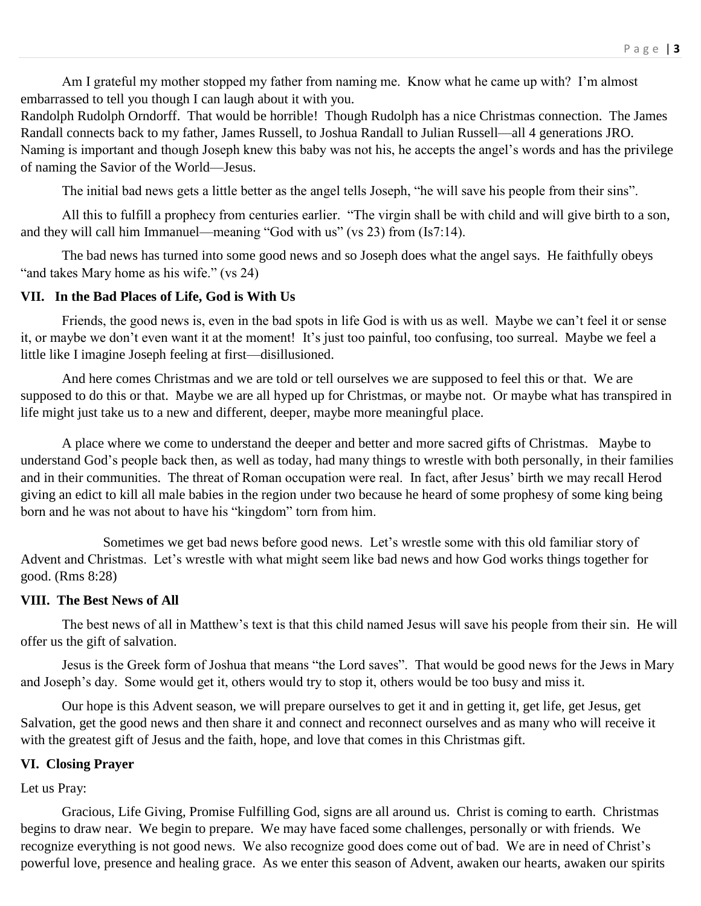Am I grateful my mother stopped my father from naming me. Know what he came up with? I'm almost embarrassed to tell you though I can laugh about it with you.

Randolph Rudolph Orndorff. That would be horrible! Though Rudolph has a nice Christmas connection. The James Randall connects back to my father, James Russell, to Joshua Randall to Julian Russell—all 4 generations JRO. Naming is important and though Joseph knew this baby was not his, he accepts the angel's words and has the privilege of naming the Savior of the World—Jesus.

The initial bad news gets a little better as the angel tells Joseph, "he will save his people from their sins".

All this to fulfill a prophecy from centuries earlier. "The virgin shall be with child and will give birth to a son, and they will call him Immanuel—meaning "God with us" (vs 23) from (Is7:14).

The bad news has turned into some good news and so Joseph does what the angel says. He faithfully obeys "and takes Mary home as his wife." (vs 24)

## VII. In the Bad Places of Life, God is With Us

Friends, the good news is, even in the bad spots in life God is with us as well. Maybe we can't feel it or sense it, or maybe we don't even want it at the moment! It's just too painful, too confusing, too surreal. Maybe we feel a little like I imagine Joseph feeling at first—disillusioned.

And here comes Christmas and we are told or tell ourselves we are supposed to feel this or that. We are supposed to do this or that. Maybe we are all hyped up for Christmas, or maybe not. Or maybe what has transpired in life might just take us to a new and different, deeper, maybe more meaningful place.

A place where we come to understand the deeper and better and more sacred gifts of Christmas. Maybe to understand God's people back then, as well as today, had many things to wrestle with both personally, in their families and in their communities. The threat of Roman occupation were real. In fact, after Jesus' birth we may recall Herod giving an edict to kill all male babies in the region under two because he heard of some prophesy of some king being born and he was not about to have his "kingdom" torn from him.

Sometimes we get bad news before good news. Let's wrestle some with this old familiar story of Advent and Christmas. Let's wrestle with what might seem like bad news and how God works things together for good. (Rms 8:28)

## VIII. The Best News of All

The best news of all in Matthew's text is that this child named Jesus will save his people from their sin. He will offer us the gift of salvation.

Jesus is the Greek form of Joshua that means "the Lord saves". That would be good news for the Jews in Mary and Joseph's day. Some would get it, others would try to stop it, others would be too busy and miss it.

Our hope is this Advent season, we will prepare ourselves to get it and in getting it, get life, get Jesus, get Salvation, get the good news and then share it and connect and reconnect ourselves and as many who will receive it with the greatest gift of Jesus and the faith, hope, and love that comes in this Christmas gift.

## VI. Closing Prayer

Let us Pray:

Gracious, Life Giving, Promise Fulfilling God, signs are all around us. Christ is coming to earth. Christmas begins to draw near. We begin to prepare. We may have faced some challenges, personally or with friends. We recognize everything is not good news. We also recognize good does come out of bad. We are in need of Christ's powerful love, presence and healing grace. As we enter this season of Advent, awaken our hearts, awaken our spirits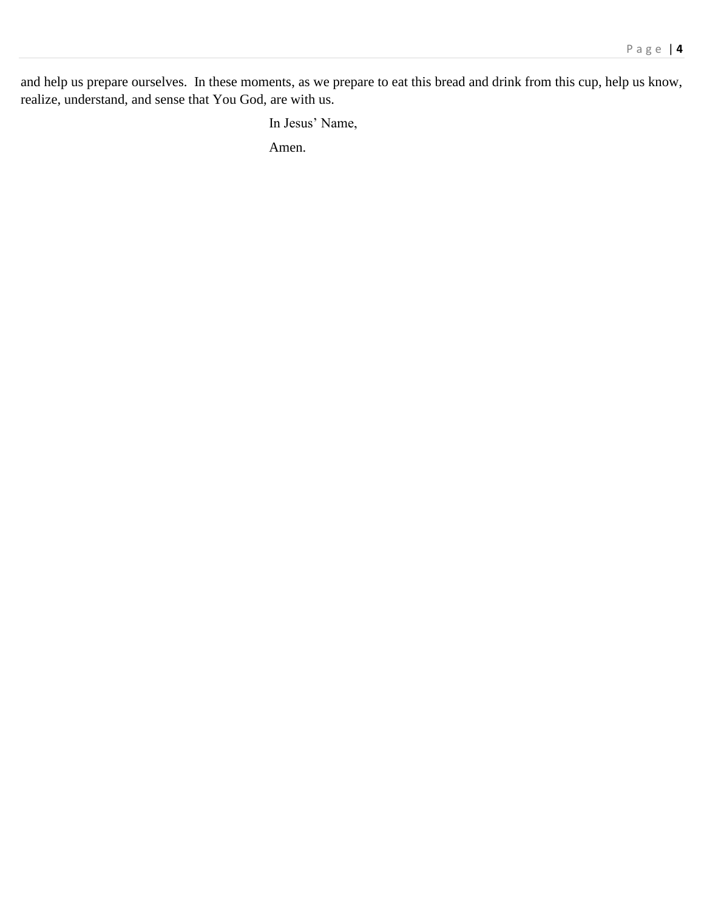and help us prepare ourselves.  In these moments, as we prepare to eat this bread and drink from this cup, help us know, realize, understand, and sense that You God, are with us.

In Jesus' Name,

Amen.